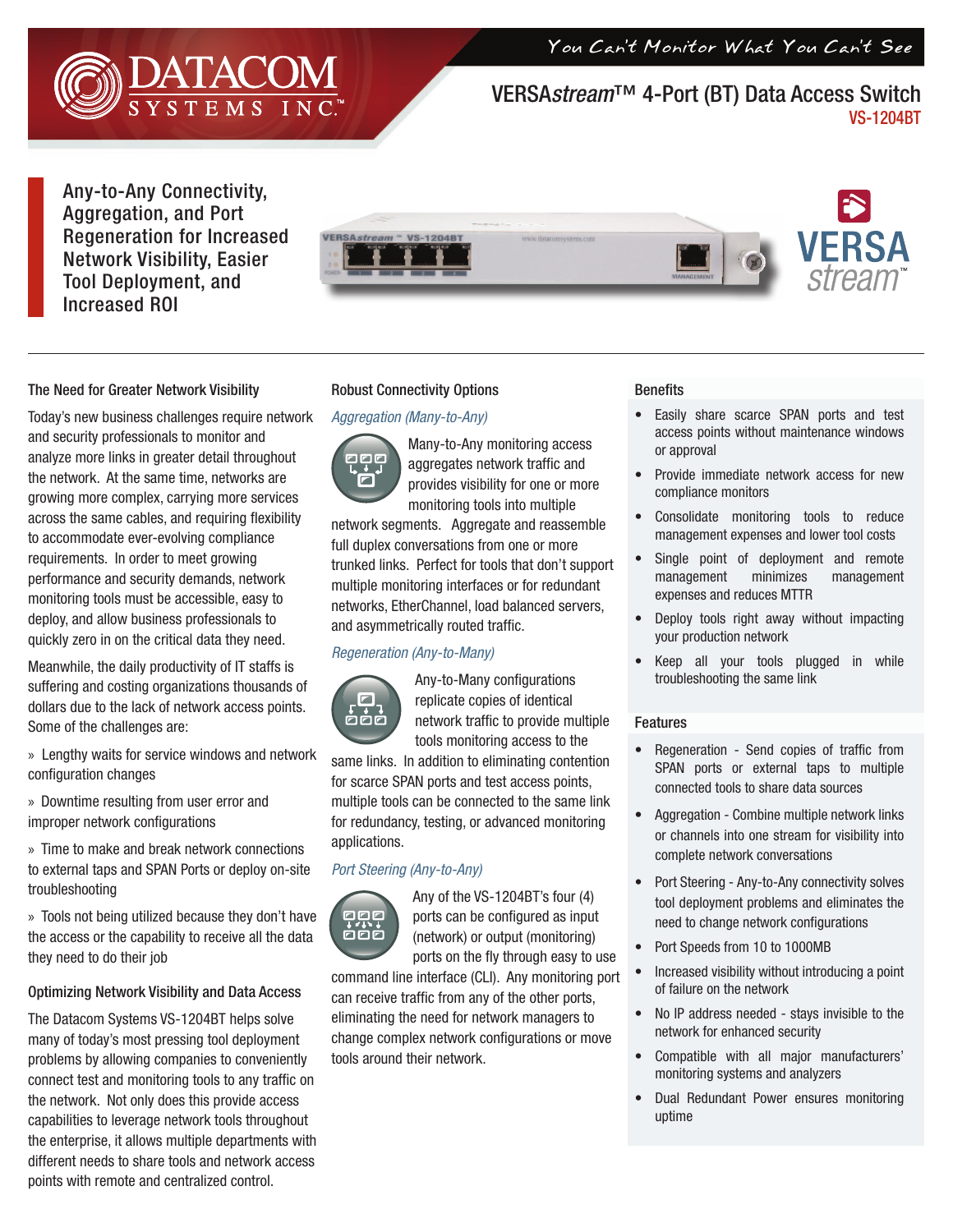DATACOM SYSTEMS INC.™

*You Can't Monitor What You Can't See*

# VERSA*stream*™ 4-Port (BT) Data Access Switch

VS-1204BT

## Any-to-Any Connectivity, Aggregation, and Port Regeneration for Increased Network Visibility, Easier Tool Deployment, and Increased ROI

VERSA stream™

### The Need for Greater Network Visibility

Today's new business challenges require network and security professionals to monitor and analyze more links in greater detail throughout the network. At the same time, networks are growing more complex, carrying more services across the same cables, and requiring flexibility to accommodate ever-evolving compliance requirements. In order to meet growing performance and security demands, network monitoring tools must be accessible, easy to deploy, and allow business professionals to quickly zero in on the critical data they need.

Meanwhile, the daily productivity of IT staffs is suffering and costing organizations thousands of dollars due to the lack of network access points. Some of the challenges are:

» Lengthy waits for service windows and network configuration changes

» Downtime resulting from user error and improper network configurations

» Time to make and break network connections to external taps and SPAN Ports or deploy on-site troubleshooting

» Tools not being utilized because they don't have the access or the capability to receive all the data they need to do their job

### Optimizing Network Visibility and Data Access

The Datacom Systems VS-1204BT helps solve many of today's most pressing tool deployment problems by allowing companies to conveniently connect test and monitoring tools to any traffic on the network. Not only does this provide access capabilities to leverage network tools throughout the enterprise, it allows multiple departments with different needs to share tools and network access points with remote and centralized control.

### Robust Connectivity Options

*Aggregation (Many-to-Any)*

Many-to-Any monitoring access aggregates network traffic and provides visibility for one or more monitoring tools into multiple network segments. Aggregate and reassemble full duplex conversations from one or more trunked links. Perfect for tools that don't support multiple monitoring interfaces or for redundant networks, EtherChannel, load balanced servers, and asymmetrically routed traffic.

*Regeneration (Any-to-Many)*

Any-to-Many configurations replicate copies of identical network traffic to provide multiple tools monitoring access to the same links. In addition to eliminating contention for scarce SPAN ports and test access points, multiple tools can be connected to the same link for redundancy, testing, or advanced monitoring applications.

*Port Steering (Any-to-Any)*

Any of the VS-1204BT's four (4) ports can be configured as input (network) or output (monitoring) ports on the fly through easy to use command line interface (CLI). Any monitoring port can receive traffic from any of the other ports, eliminating the need for network managers to change complex network configurations or move tools around their network.

### Benefits

- Easily share scarce SPAN ports and test access points without maintenance windows or approval
- Provide immediate network access for new compliance monitors
- Consolidate monitoring tools to reduce management expenses and lower tool costs
- Single point of deployment and remote management minimizes management expenses and reduces MTTR
- Deploy tools right away without impacting your production network
- Keep all your tools plugged in while troubleshooting the same link

### Features

- Regeneration - Send copies of traffic from SPAN ports or external taps to multiple connected tools to share data sources
- Aggregation - Combine multiple network links or channels into one stream for visibility into complete network conversations
- Port Steering - Any-to-Any connectivity solves tool deployment problems and eliminates the need to change network configurations
- Port Speeds from 10 to 1000MB
- Increased visibility without introducing a point of failure on the network
- No IP address needed - stays invisible to the network for enhanced security
- Compatible with all major manufacturers' monitoring systems and analyzers
- Dual Redundant Power ensures monitoring uptime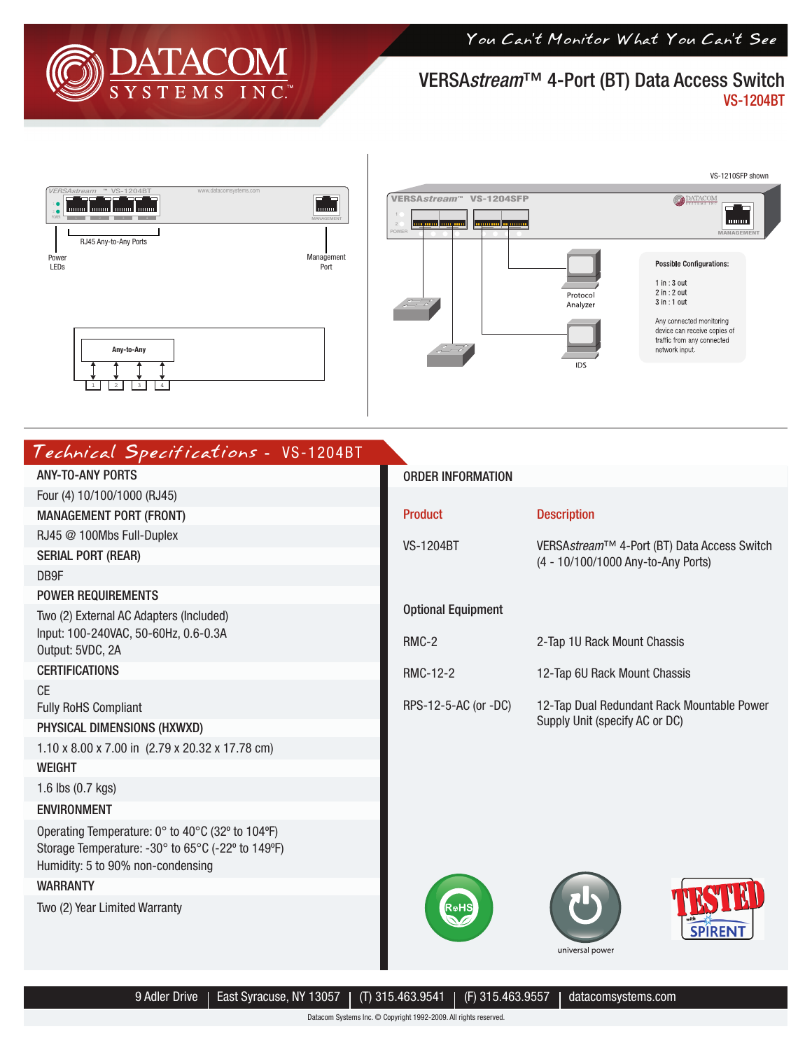You Can't Monitor What You Can't See

# VERSA*stream*™ 4-Port (BT) Data Access Switch

VS-1204BT

VERSAstream™ VS-1204BT

www.datacomsystems.com

MANAGEMENT

RJ45 Any-to-Any Ports

Power LEDs

Management Port

Any-to-Any

1 2 3 4

VS-1210SFP shown

VERSAstream™ VS-1204SFP

POWER

MANAGEMENT

Protocol Analyzer

IDS

**Possible Configurations:**

1 in : 3 out
2 in : 2 out
3 in : 1 out

Any connected monitoring device can receive copies of traffic from any connected network input.

## Technical Specifications - VS-1204BT

**ANY-TO-ANY PORTS**

Four (4) 10/100/1000 (RJ45)

**MANAGEMENT PORT (FRONT)**

RJ45 @ 100Mbs Full-Duplex

**SERIAL PORT (REAR)**

DB9F

**POWER REQUIREMENTS**

Two (2) External AC Adapters (Included)
Input: 100-240VAC, 50-60Hz, 0.6-0.3A
Output: 5VDC, 2A

**CERTIFICATIONS**

CE
Fully RoHS Compliant

**PHYSICAL DIMENSIONS (HXWXD)**

1.10 x 8.00 x 7.00 in (2.79 x 20.32 x 17.78 cm)

**WEIGHT**

1.6 lbs (0.7 kgs)

**ENVIRONMENT**

Operating Temperature: 0° to 40°C (32° to 104ºF)
Storage Temperature: -30° to 65°C (-22º to 149ºF)
Humidity: 5 to 90% non-condensing

**WARRANTY**

Two (2) Year Limited Warranty

## ORDER INFORMATION

| Product | Description |
|---|---|
| VS-1204BT | VERSA*stream*™ 4-Port (BT) Data Access Switch (4 - 10/100/1000 Any-to-Any Ports) |

**Optional Equipment**

| | |
|---|---|
| RMC-2 | 2-Tap 1U Rack Mount Chassis |
| RMC-12-2 | 12-Tap 6U Rack Mount Chassis |
| RPS-12-5-AC (or -DC) | 12-Tap Dual Redundant Rack Mountable Power Supply Unit (specify AC or DC) |

RoHS

universal power

TESTED with SPIRENT

9 Adler Drive | East Syracuse, NY 13057 | (T) 315.463.9541 | (F) 315.463.9557 | datacomsystems.com

Datacom Systems Inc. © Copyright 1992-2009. All rights reserved.